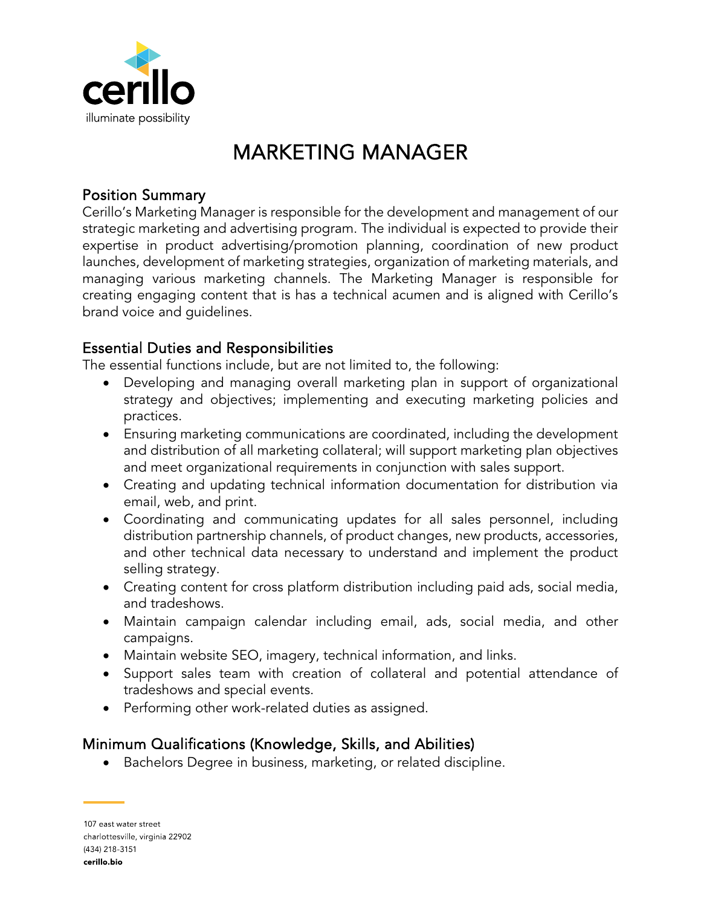cerillo

illuminate possibility

# MARKETING MANAGER

## Position Summary

Cerillo's Marketing Manager is responsible for the development and management of our strategic marketing and advertising program. The individual is expected to provide their expertise in product advertising/promotion planning, coordination of new product launches, development of marketing strategies, organization of marketing materials, and managing various marketing channels. The Marketing Manager is responsible for creating engaging content that is has a technical acumen and is aligned with Cerillo's brand voice and guidelines.

## Essential Duties and Responsibilities

The essential functions include, but are not limited to, the following:

- Developing and managing overall marketing plan in support of organizational strategy and objectives; implementing and executing marketing policies and practices.
- Ensuring marketing communications are coordinated, including the development and distribution of all marketing collateral; will support marketing plan objectives and meet organizational requirements in conjunction with sales support.
- Creating and updating technical information documentation for distribution via email, web, and print.
- Coordinating and communicating updates for all sales personnel, including distribution partnership channels, of product changes, new products, accessories, and other technical data necessary to understand and implement the product selling strategy.
- Creating content for cross platform distribution including paid ads, social media, and tradeshows.
- Maintain campaign calendar including email, ads, social media, and other campaigns.
- Maintain website SEO, imagery, technical information, and links.
- Support sales team with creation of collateral and potential attendance of tradeshows and special events.
- Performing other work-related duties as assigned.

## Minimum Qualifications (Knowledge, Skills, and Abilities)

- Bachelors Degree in business, marketing, or related discipline.

107 east water street
charlottesville, virginia 22902
(434) 218-3151
**cerillo.bio**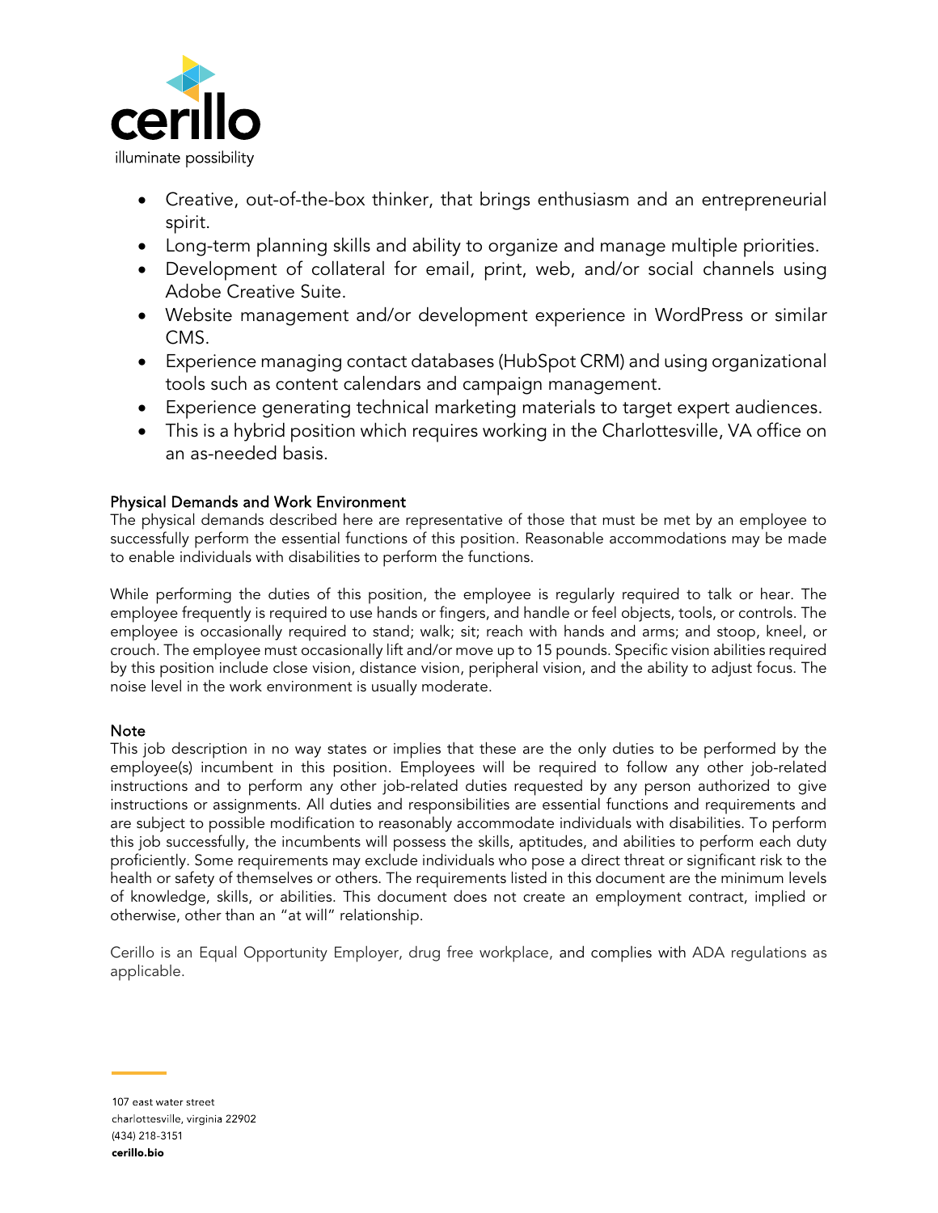- Creative, out-of-the-box thinker, that brings enthusiasm and an entrepreneurial spirit.
- Long-term planning skills and ability to organize and manage multiple priorities.
- Development of collateral for email, print, web, and/or social channels using Adobe Creative Suite.
- Website management and/or development experience in WordPress or similar CMS.
- Experience managing contact databases (HubSpot CRM) and using organizational tools such as content calendars and campaign management.
- Experience generating technical marketing materials to target expert audiences.
- This is a hybrid position which requires working in the Charlottesville, VA office on an as-needed basis.

### Physical Demands and Work Environment

The physical demands described here are representative of those that must be met by an employee to successfully perform the essential functions of this position. Reasonable accommodations may be made to enable individuals with disabilities to perform the functions.

While performing the duties of this position, the employee is regularly required to talk or hear. The employee frequently is required to use hands or fingers, and handle or feel objects, tools, or controls. The employee is occasionally required to stand; walk; sit; reach with hands and arms; and stoop, kneel, or crouch. The employee must occasionally lift and/or move up to 15 pounds. Specific vision abilities required by this position include close vision, distance vision, peripheral vision, and the ability to adjust focus. The noise level in the work environment is usually moderate.

### Note

This job description in no way states or implies that these are the only duties to be performed by the employee(s) incumbent in this position. Employees will be required to follow any other job-related instructions and to perform any other job-related duties requested by any person authorized to give instructions or assignments. All duties and responsibilities are essential functions and requirements and are subject to possible modification to reasonably accommodate individuals with disabilities. To perform this job successfully, the incumbents will possess the skills, aptitudes, and abilities to perform each duty proficiently. Some requirements may exclude individuals who pose a direct threat or significant risk to the health or safety of themselves or others. The requirements listed in this document are the minimum levels of knowledge, skills, or abilities. This document does not create an employment contract, implied or otherwise, other than an "at will" relationship.

Cerillo is an Equal Opportunity Employer, drug free workplace, and complies with ADA regulations as applicable.

107 east water street
charlottesville, virginia 22902
(434) 218-3151
**cerillo.bio**